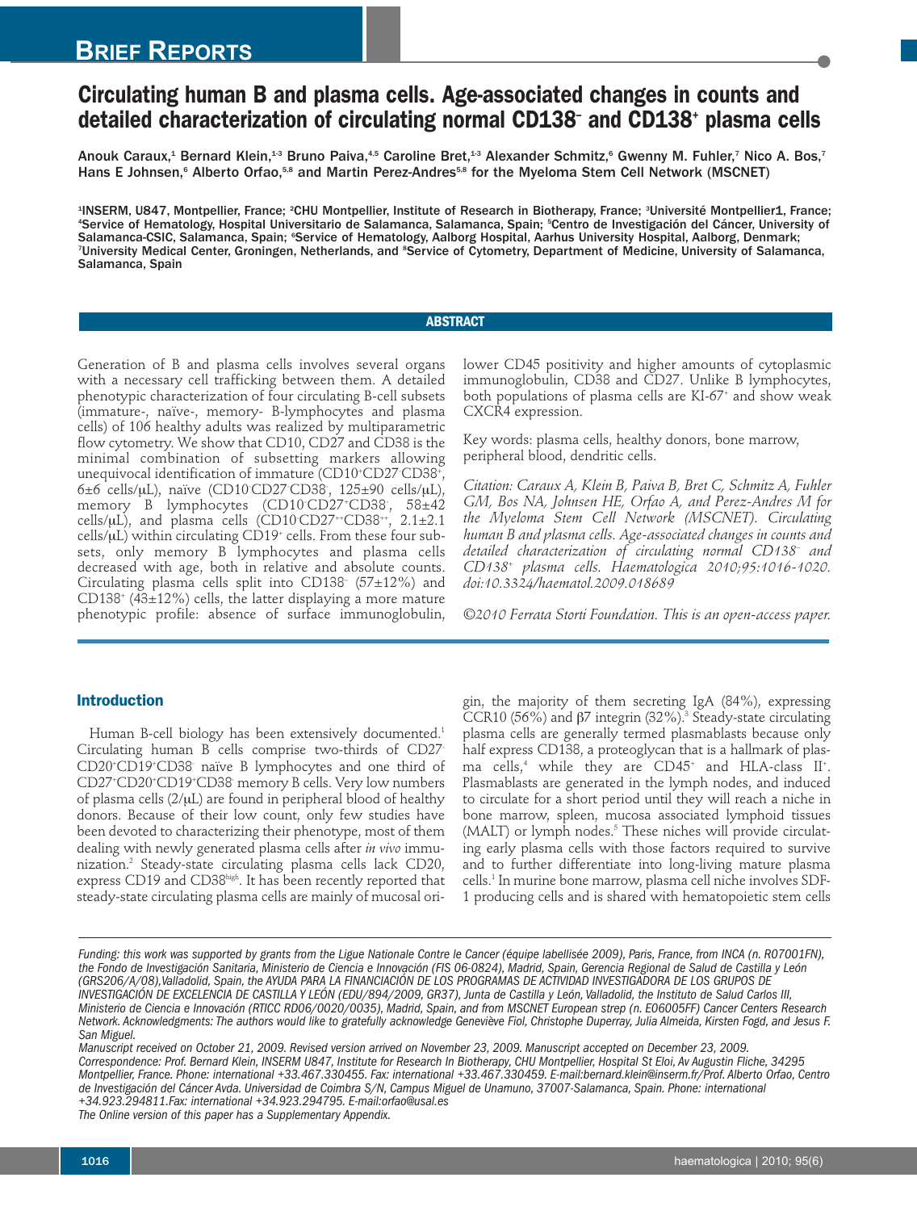# Circulating human B and plasma cells. Age-associated changes in counts and detailed characterization of circulating normal CD138$^-$ and CD138$^+$ plasma cells

Anouk Caraux,[1] Bernard Klein,[1-3] Bruno Paiva,[4,5] Caroline Bret,[1-3] Alexander Schmitz,[6] Gwenny M. Fuhler,[7] Nico A. Bos,[7] Hans E Johnsen,[6] Alberto Orfao,[5,8] and Martin Perez-Andres[5,8] for the Myeloma Stem Cell Network (MSCNET)

[1]INSERM, U847, Montpellier, France; [2]CHU Montpellier, Institute of Research in Biotherapy, France; [3]Université Montpellier1, France; [4]Service of Hematology, Hospital Universitario de Salamanca, Salamanca, Spain; [5]Centro de Investigación del Cáncer, University of Salamanca-CSIC, Salamanca, Spain; [6]Service of Hematology, Aalborg Hospital, Aarhus University Hospital, Aalborg, Denmark; [7]University Medical Center, Groningen, Netherlands, and [8]Service of Cytometry, Department of Medicine, University of Salamanca, Salamanca, Spain

## ABSTRACT

Generation of B and plasma cells involves several organs with a necessary cell trafficking between them. A detailed phenotypic characterization of four circulating B-cell subsets (immature-, naïve-, memory- B-lymphocytes and plasma cells) of 106 healthy adults was realized by multiparametric flow cytometry. We show that CD10, CD27 and CD38 is the minimal combination of subsetting markers allowing unequivocal identification of immature (CD10$^+$CD27$^-$CD38$^+$, 6±6 cells/μL), naïve (CD10$^-$CD27$^-$CD38$^-$, 125±90 cells/μL), memory B lymphocytes (CD10$^-$CD27$^+$CD38$^-$, 58±42 cells/μL), and plasma cells (CD10$^-$CD27$^{++}$CD38$^{++}$, 2.1±2.1 cells/μL) within circulating CD19$^+$ cells. From these four subsets, only memory B lymphocytes and plasma cells decreased with age, both in relative and absolute counts. Circulating plasma cells split into CD138$^-$ (57±12%) and CD138$^+$ (43±12%) cells, the latter displaying a more mature phenotypic profile: absence of surface immunoglobulin, lower CD45 positivity and higher amounts of cytoplasmic immunoglobulin, CD38 and CD27. Unlike B lymphocytes, both populations of plasma cells are KI-67$^+$ and show weak CXCR4 expression.

Key words: plasma cells, healthy donors, bone marrow, peripheral blood, dendritic cells.

*Citation: Caraux A, Klein B, Paiva B, Bret C, Schmitz A, Fuhler GM, Bos NA, Johnsen HE, Orfao A, and Perez-Andres M for the Myeloma Stem Cell Network (MSCNET). Circulating human B and plasma cells. Age-associated changes in counts and detailed characterization of circulating normal CD138$^-$ and CD138$^+$ plasma cells. Haematologica 2010;95:1016-1020. doi:10.3324/haematol.2009.018689*

*©2010 Ferrata Storti Foundation. This is an open-access paper.*

## Introduction

Human B-cell biology has been extensively documented.[1] Circulating human B cells comprise two-thirds of CD27$^-$CD20$^+$CD19$^+$CD38$^-$ naïve B lymphocytes and one third of CD27$^+$CD20$^+$CD19$^+$CD38$^-$ memory B cells. Very low numbers of plasma cells (2/μL) are found in peripheral blood of healthy donors. Because of their low count, only few studies have been devoted to characterizing their phenotype, most of them dealing with newly generated plasma cells after *in vivo* immunization.[2] Steady-state circulating plasma cells lack CD20, express CD19 and CD38$^{high}$. It has been recently reported that steady-state circulating plasma cells are mainly of mucosal origin, the majority of them secreting IgA (84%), expressing CCR10 (56%) and β7 integrin (32%).[3] Steady-state circulating plasma cells are generally termed plasmablasts because only half express CD138, a proteoglycan that is a hallmark of plasma cells,[4] while they are CD45$^+$ and HLA-class II$^+$. Plasmablasts are generated in the lymph nodes, and induced to circulate for a short period until they will reach a niche in bone marrow, spleen, mucosa associated lymphoid tissues (MALT) or lymph nodes.[5] These niches will provide circulating early plasma cells with those factors required to survive and to further differentiate into long-living mature plasma cells.[1] In murine bone marrow, plasma cell niche involves SDF-1 producing cells and is shared with hematopoietic stem cells

*Funding: this work was supported by grants from the Ligue Nationale Contre le Cancer (équipe labellisée 2009), Paris, France, from INCA (n. R07001FN), the Fondo de Investigación Sanitaria, Ministerio de Ciencia e Innovación (FIS 06-0824), Madrid, Spain, Gerencia Regional de Salud de Castilla y León (GRS206/A/08),Valladolid, Spain, the AYUDA PARA LA FINANCIACIÓN DE LOS PROGRAMAS DE ACTIVIDAD INVESTIGADORA DE LOS GRUPOS DE INVESTIGACIÓN DE EXCELENCIA DE CASTILLA Y LEÓN (EDU/894/2009, GR37), Junta de Castilla y León, Valladolid, the Instituto de Salud Carlos III, Ministerio de Ciencia e Innovación (RTICC RD06/0020/0035), Madrid, Spain, and from MSCNET European strep (n. E06005FF) Cancer Centers Research Network. Acknowledgments: The authors would like to gratefully acknowledge Geneviève Fiol, Christophe Duperray, Julia Almeida, Kirsten Fogd, and Jesus F. San Miguel.*

*Manuscript received on October 21, 2009. Revised version arrived on November 23, 2009. Manuscript accepted on December 23, 2009.*

*Correspondence: Prof. Bernard Klein, INSERM U847, Institute for Research In Biotherapy, CHU Montpellier, Hospital St Eloi, Av Augustin Fliche, 34295 Montpellier, France. Phone: international +33.467.330455. Fax: international +33.467.330459. E-mail:bernard.klein@inserm.fr/Prof. Alberto Orfao, Centro de Investigación del Cáncer Avda. Universidad de Coimbra S/N, Campus Miguel de Unamuno, 37007-Salamanca, Spain. Phone: international +34.923.294811.Fax: international +34.923.294795. E-mail:orfao@usal.es*

*The Online version of this paper has a Supplementary Appendix.*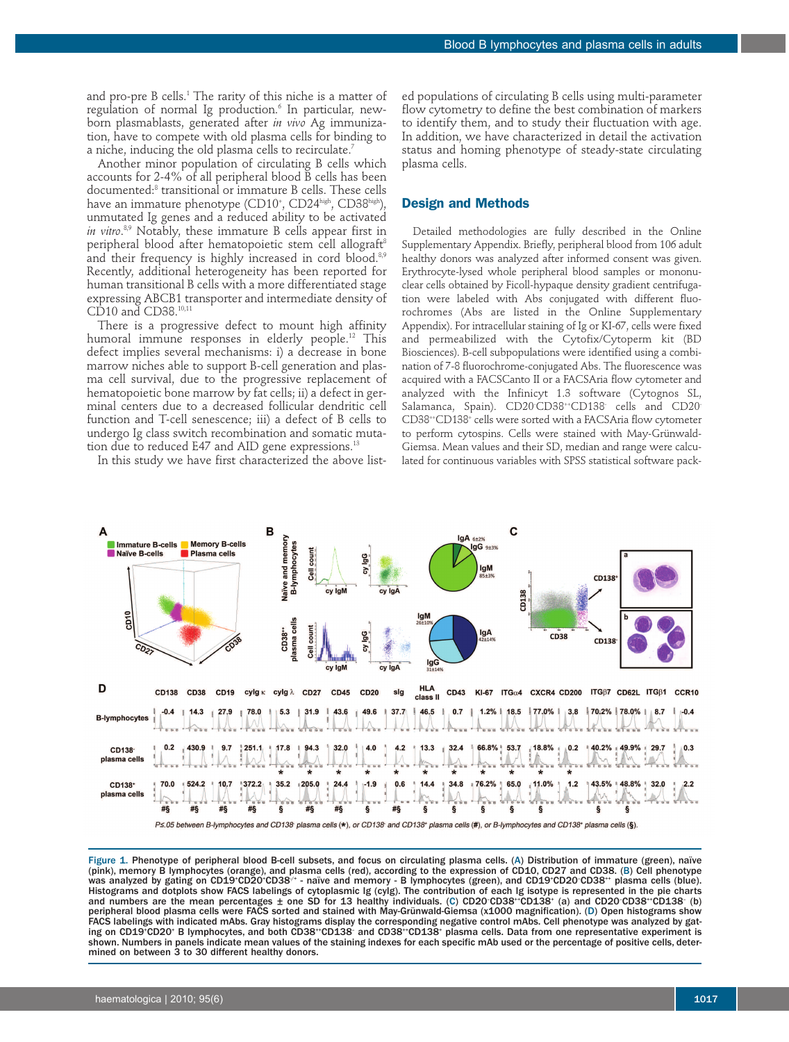and pro-pre B cells.[1] The rarity of this niche is a matter of regulation of normal Ig production.[6] In particular, newborn plasmablasts, generated after *in vivo* Ag immunization, have to compete with old plasma cells for binding to a niche, inducing the old plasma cells to recirculate.[7]

Another minor population of circulating B cells which accounts for 2-4% of all peripheral blood B cells has been documented:[8] transitional or immature B cells. These cells have an immature phenotype (CD10+, CD24high, CD38high), unmutated Ig genes and a reduced ability to be activated *in vitro*.[8,9] Notably, these immature B cells appear first in peripheral blood after hematopoietic stem cell allograft[8] and their frequency is highly increased in cord blood.[8,9] Recently, additional heterogeneity has been reported for human transitional B cells with a more differentiated stage expressing ABCB1 transporter and intermediate density of CD10 and CD38.[10,11]

There is a progressive defect to mount high affinity humoral immune responses in elderly people.[12] This defect implies several mechanisms: i) a decrease in bone marrow niches able to support B-cell generation and plasma cell survival, due to the progressive replacement of hematopoietic bone marrow by fat cells; ii) a defect in germinal centers due to a decreased follicular dendritic cell function and T-cell senescence; iii) a defect of B cells to undergo Ig class switch recombination and somatic mutation due to reduced E47 and AID gene expressions.[13]

In this study we have first characterized the above listed populations of circulating B cells using multi-parameter flow cytometry to define the best combination of markers to identify them, and to study their fluctuation with age. In addition, we have characterized in detail the activation status and homing phenotype of steady-state circulating plasma cells.

## Design and Methods

Detailed methodologies are fully described in the Online Supplementary Appendix. Briefly, peripheral blood from 106 adult healthy donors was analyzed after informed consent was given. Erythrocyte-lysed whole peripheral blood samples or mononuclear cells obtained by Ficoll-hypaque density gradient centrifugation were labeled with Abs conjugated with different fluorochromes (Abs are listed in the Online Supplementary Appendix). For intracellular staining of Ig or KI-67, cells were fixed and permeabilized with the Cytofix/Cytoperm kit (BD Biosciences). B-cell subpopulations were identified using a combination of 7-8 fluorochrome-conjugated Abs. The fluorescence was acquired with a FACSCanto II or a FACSAria flow cytometer and analyzed with the Infinicyt 1.3 software (Cytognos SL, Salamanca, Spain). CD20-CD38++CD138- cells and CD20-CD38++CD138+ cells were sorted with a FACSAria flow cytometer to perform cytospins. Cells were stained with May-Grünwald-Giemsa. Mean values and their SD, median and range were calculated for continuous variables with SPSS statistical software pack-

Figure 1. Phenotype of peripheral blood B-cell subsets, and focus on circulating plasma cells. (A) Distribution of immature (green), naïve (pink), memory B lymphocytes (orange), and plasma cells (red), according to the expression of CD10, CD27 and CD38. (B) Cell phenotype was analyzed by gating on CD19+CD20+CD38-/+ - naïve and memory - B lymphocytes (green), and CD19+CD20-CD38++ plasma cells (blue). Histograms and dotplots show FACS labelings of cytoplasmic Ig (cyIg). The contribution of each Ig isotype is represented in the pie charts and numbers are the mean percentages ± one SD for 13 healthy individuals. (C) CD20-CD38++CD138+ (a) and CD20-CD38++CD138- (b) peripheral blood plasma cells were FACS sorted and stained with May-Grünwald-Giemsa (x1000 magnification). (D) Open histograms show FACS labelings with indicated mAbs. Gray histograms display the corresponding negative control mAbs. Cell phenotype was analyzed by gating on CD19+CD20+ B lymphocytes, and both CD38++CD138- and CD38++CD138+ plasma cells. Data from one representative experiment is shown. Numbers in panels indicate mean values of the staining indexes for each specific mAb used or the percentage of positive cells, determined on between 3 to 30 different healthy donors.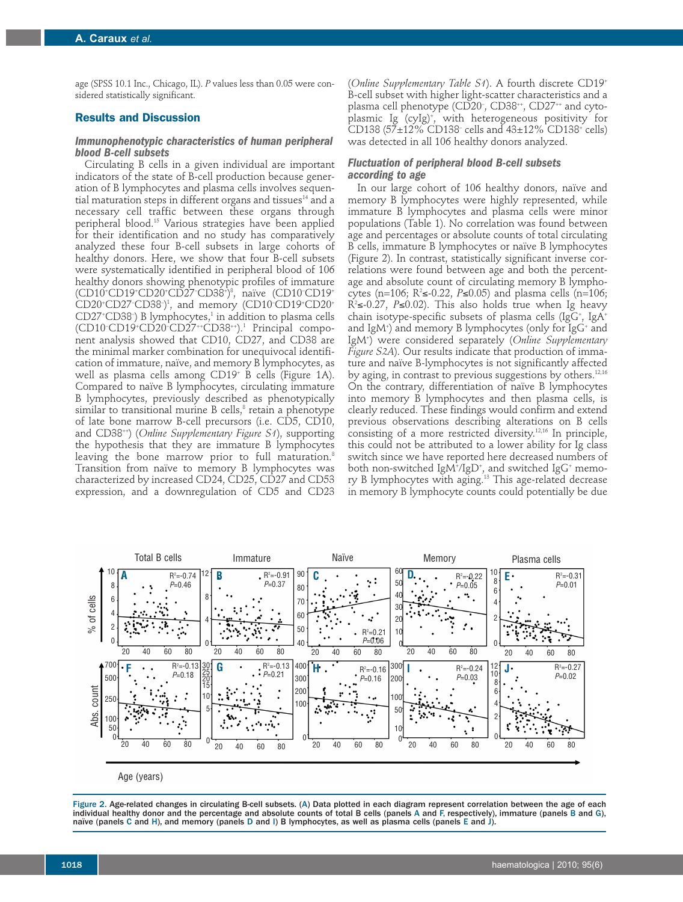age (SPSS 10.1 Inc., Chicago, IL). *P* values less than 0.05 were considered statistically significant.

## Results and Discussion

### Immunophenotypic characteristics of human peripheral blood B-cell subsets

Circulating B cells in a given individual are important indicators of the state of B-cell production because generation of B lymphocytes and plasma cells involves sequential maturation steps in different organs and tissues[14] and a necessary cell traffic between these organs through peripheral blood.[15] Various strategies have been applied for their identification and no study has comparatively analyzed these four B-cell subsets in large cohorts of healthy donors. Here, we show that four B-cell subsets were systematically identified in peripheral blood of 106 healthy donors showing phenotypic profiles of immature ($CD10^+CD19^+CD20^+CD27^-CD38^+$)[8], naïve ($CD10^-CD19^+CD20^+CD27^-CD38^-$)[1], and memory ($CD10^-CD19^+CD20^+CD27^+CD38^-$) B lymphocytes,[1] in addition to plasma cells ($CD10^-CD19^+CD20^-CD27^{++}CD38^{++}$).[1] Principal component analysis showed that CD10, CD27, and CD38 are the minimal marker combination for unequivocal identification of immature, naïve, and memory B lymphocytes, as well as plasma cells among $CD19^+$ B cells (Figure 1A). Compared to naïve B lymphocytes, circulating immature B lymphocytes, previously described as phenotypically similar to transitional murine B cells,[8] retain a phenotype of late bone marrow B-cell precursors (i.e. CD5, CD10, and $CD38^{++}$) (*Online Supplementary Figure S1*), supporting the hypothesis that they are immature B lymphocytes leaving the bone marrow prior to full maturation.[8] Transition from naïve to memory B lymphocytes was characterized by increased CD24, CD25, CD27 and CD53 expression, and a downregulation of CD5 and CD23 (*Online Supplementary Table S1*). A fourth discrete $CD19^+$ B-cell subset with higher light-scatter characteristics and a plasma cell phenotype ($CD20^-$, $CD38^{++}$, $CD27^{++}$ and cytoplasmic Ig $(cyIg)^+$, with heterogeneous positivity for CD138 (57±12% $CD138^-$ cells and 43±12% $CD138^+$ cells) was detected in all 106 healthy donors analyzed.

### Fluctuation of peripheral blood B-cell subsets according to age

In our large cohort of 106 healthy donors, naïve and memory B lymphocytes were highly represented, while immature B lymphocytes and plasma cells were minor populations (Table 1). No correlation was found between age and percentages or absolute counts of total circulating B cells, immature B lymphocytes or naïve B lymphocytes (Figure 2). In contrast, statistically significant inverse correlations were found between age and both the percentage and absolute count of circulating memory B lymphocytes (n=106; $R^2 \leq -0.22$, $P \leq 0.05$) and plasma cells (n=106; $R^2 \leq -0.27$, $P \leq 0.02$). This also holds true when Ig heavy chain isotype-specific subsets of plasma cells ($IgG^+$, $IgA^+$ and $IgM^+$) and memory B lymphocytes (only for $IgG^+$ and $IgM^+$) were considered separately (*Online Supplementary Figure S2A*). Our results indicate that production of immature and naïve B-lymphocytes is not significantly affected by aging, in contrast to previous suggestions by others.[12,16] On the contrary, differentiation of naïve B lymphocytes into memory B lymphocytes and then plasma cells, is clearly reduced. These findings would confirm and extend previous observations describing alterations on B cells consisting of a more restricted diversity.[12,16] In principle, this could not be attributed to a lower ability for Ig class switch since we have reported here decreased numbers of both non-switched $IgM^+/IgD^+$, and switched $IgG^+$ memory B lymphocytes with aging.[13] This age-related decrease in memory B lymphocyte counts could potentially be due

**Figure 2.** Age-related changes in circulating B-cell subsets. (A) Data plotted in each diagram represent correlation between the age of each individual healthy donor and the percentage and absolute counts of total B cells (panels A and F, respectively), immature (panels B and G), naïve (panels C and H), and memory (panels D and I) B lymphocytes, as well as plasma cells (panels E and J).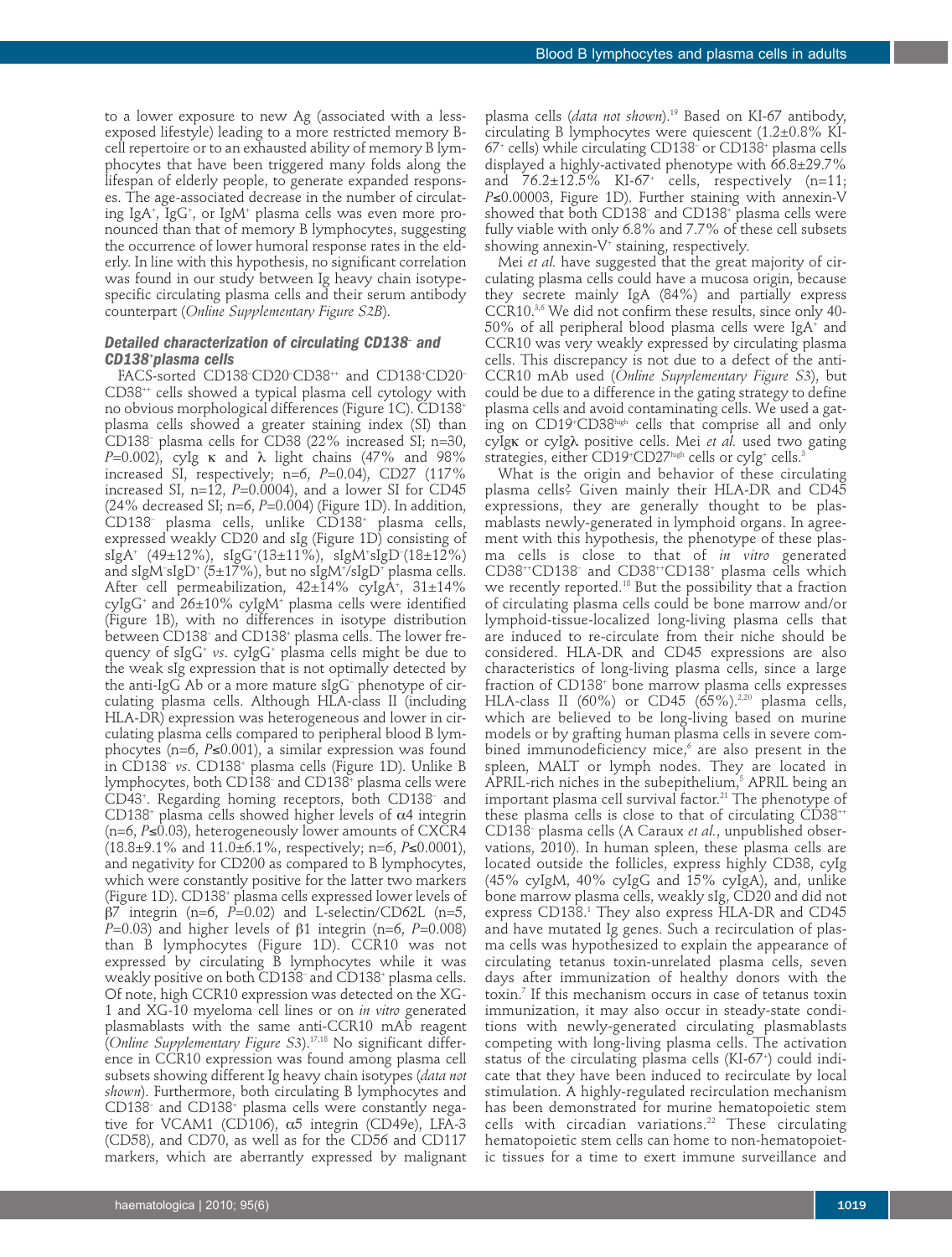to a lower exposure to new Ag (associated with a less-exposed lifestyle) leading to a more restricted memory B-cell repertoire or to an exhausted ability of memory B lymphocytes that have been triggered many folds along the lifespan of elderly people, to generate expanded responses. The age-associated decrease in the number of circulating IgA$^+$, IgG$^+$, or IgM$^+$ plasma cells was even more pronounced than that of memory B lymphocytes, suggesting the occurrence of lower humoral response rates in the elderly. In line with this hypothesis, no significant correlation was found in our study between Ig heavy chain isotype-specific circulating plasma cells and their serum antibody counterpart (*Online Supplementary Figure S2B*).

### Detailed characterization of circulating CD138$^-$ and CD138$^+$plasma cells

FACS-sorted CD138$^-$CD20$^-$CD38$^{++}$ and CD138$^+$CD20$^-$CD38$^{++}$ cells showed a typical plasma cell cytology with no obvious morphological differences (Figure 1C). CD138$^+$ plasma cells showed a greater staining index (SI) than CD138$^-$ plasma cells for CD38 (22% increased SI; n=30, $P$=0.002), cyIg κ and λ light chains (47% and 98% increased SI, respectively; n=6, $P$=0.04), CD27 (117% increased SI, n=12, $P$=0.0004), and a lower SI for CD45 (24% decreased SI; n=6, $P$=0.004) (Figure 1D). In addition, CD138$^-$ plasma cells, unlike CD138$^+$ plasma cells, expressed weakly CD20 and sIg (Figure 1D) consisting of sIgA$^+$ (49±12%), sIgG$^+$(13±11%), sIgM$^+$sIgD$^-$(18±12%) and sIgM$^-$sIgD$^+$ (5±17%), but no sIgM$^+$/sIgD$^+$ plasma cells. After cell permeabilization, 42±14% cyIgA$^+$, 31±14% cyIgG$^+$ and 26±10% cyIgM$^+$ plasma cells were identified (Figure 1B), with no differences in isotype distribution between CD138$^-$ and CD138$^+$ plasma cells. The lower frequency of sIgG$^+$ *vs*. cyIgG$^+$ plasma cells might be due to the weak sIg expression that is not optimally detected by the anti-IgG Ab or a more mature sIgG$^-$ phenotype of circulating plasma cells. Although HLA-class II (including HLA-DR) expression was heterogeneous and lower in circulating plasma cells compared to peripheral blood B lymphocytes (n=6, $P$≤0.001), a similar expression was found in CD138$^-$ *vs*. CD138$^+$ plasma cells (Figure 1D). Unlike B lymphocytes, both CD138$^-$ and CD138$^+$ plasma cells were CD43$^+$. Regarding homing receptors, both CD138$^-$ and CD138$^+$ plasma cells showed higher levels of α4 integrin (n=6, $P$≤0.03), heterogeneously lower amounts of CXCR4 (18.8±9.1% and 11.0±6.1%, respectively; n=6, $P$≤0.0001), and negativity for CD200 as compared to B lymphocytes, which were constantly positive for the latter two markers (Figure 1D). CD138$^+$ plasma cells expressed lower levels of β7 integrin (n=6, $P$=0.02) and L-selectin/CD62L (n=5, $P$=0.03) and higher levels of β1 integrin (n=6, $P$=0.008) than B lymphocytes (Figure 1D). CCR10 was not expressed by circulating B lymphocytes while it was weakly positive on both CD138$^-$ and CD138$^+$ plasma cells. Of note, high CCR10 expression was detected on the XG-1 and XG-10 myeloma cell lines or on *in vitro* generated plasmablasts with the same anti-CCR10 mAb reagent (*Online Supplementary Figure S3*).[17,18] No significant difference in CCR10 expression was found among plasma cell subsets showing different Ig heavy chain isotypes (*data not shown*). Furthermore, both circulating B lymphocytes and CD138$^-$ and CD138$^+$ plasma cells were constantly negative for VCAM1 (CD106), α5 integrin (CD49e), LFA-3 (CD58), and CD70, as well as for the CD56 and CD117 markers, which are aberrantly expressed by malignant plasma cells (*data not shown*).[19] Based on KI-67 antibody, circulating B lymphocytes were quiescent (1.2±0.8% KI-67$^+$ cells) while circulating CD138$^-$ or CD138$^+$ plasma cells displayed a highly-activated phenotype with 66.8±29.7% and 76.2±12.5% KI-67$^+$ cells, respectively (n=11; $P$≤0.00003, Figure 1D). Further staining with annexin-V showed that both CD138$^-$ and CD138$^+$ plasma cells were fully viable with only 6.8% and 7.7% of these cell subsets showing annexin-V$^+$ staining, respectively.

Mei *et al.* have suggested that the great majority of circulating plasma cells could have a mucosa origin, because they secrete mainly IgA (84%) and partially express CCR10.[3,6] We did not confirm these results, since only 40-50% of all peripheral blood plasma cells were IgA$^+$ and CCR10 was very weakly expressed by circulating plasma cells. This discrepancy is not due to a defect of the anti-CCR10 mAb used (*Online Supplementary Figure S3*), but could be due to a difference in the gating strategy to define plasma cells and avoid contaminating cells. We used a gating on CD19$^+$CD38$^{high}$ cells that comprise all and only cyIgκ or cyIgλ positive cells. Mei *et al.* used two gating strategies, either CD19$^+$CD27$^{high}$ cells or cyIg$^+$ cells.[3]

What is the origin and behavior of these circulating plasma cells? Given mainly their HLA-DR and CD45 expressions, they are generally thought to be plasmablasts newly-generated in lymphoid organs. In agreement with this hypothesis, the phenotype of these plasma cells is close to that of *in vitro* generated CD38$^{++}$CD138$^-$ and CD38$^{++}$CD138$^+$ plasma cells which we recently reported.[18] But the possibility that a fraction of circulating plasma cells could be bone marrow and/or lymphoid-tissue-localized long-living plasma cells that are induced to re-circulate from their niche should be considered. HLA-DR and CD45 expressions are also characteristics of long-living plasma cells, since a large fraction of CD138$^+$ bone marrow plasma cells expresses HLA-class II (60%) or CD45 (65%).[2,20] plasma cells, which are believed to be long-living based on murine models or by grafting human plasma cells in severe combined immunodeficiency mice,[6] are also present in the spleen, MALT or lymph nodes. They are located in APRIL-rich niches in the subepithelium,[5] APRIL being an important plasma cell survival factor.[21] The phenotype of these plasma cells is close to that of circulating CD38$^{++}$CD138$^-$ plasma cells (A Caraux *et al.*, unpublished observations, 2010). In human spleen, these plasma cells are located outside the follicles, express highly CD38, cyIg (45% cyIgM, 40% cyIgG and 15% cyIgA), and, unlike bone marrow plasma cells, weakly sIg, CD20 and did not express CD138.[1] They also express HLA-DR and CD45 and have mutated Ig genes. Such a recirculation of plasma cells was hypothesized to explain the appearance of circulating tetanus toxin-unrelated plasma cells, seven days after immunization of healthy donors with the toxin.[7] If this mechanism occurs in case of tetanus toxin immunization, it may also occur in steady-state conditions with newly-generated circulating plasmablasts competing with long-living plasma cells. The activation status of the circulating plasma cells (KI-67$^+$) could indicate that they have been induced to recirculate by local stimulation. A highly-regulated recirculation mechanism has been demonstrated for murine hematopoietic stem cells with circadian variations.[22] These circulating hematopoietic stem cells can home to non-hematopoietic tissues for a time to exert immune surveillance and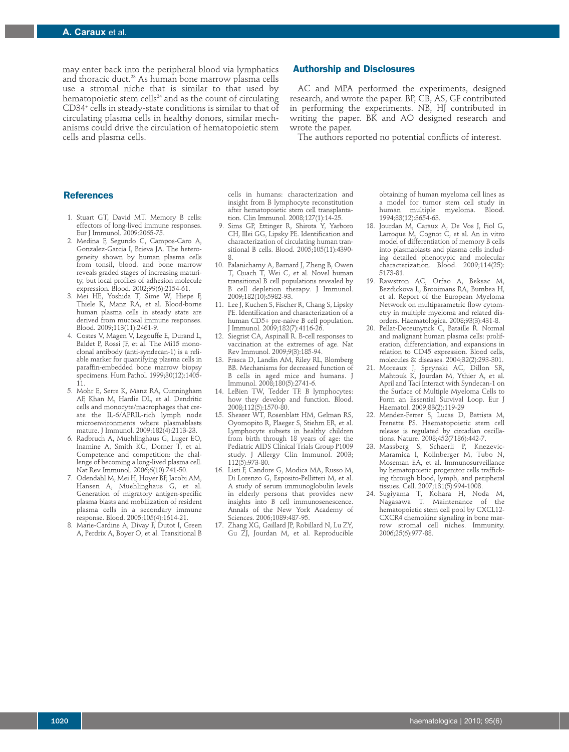may enter back into the peripheral blood via lymphatics and thoracic duct.[23] As human bone marrow plasma cells use a stromal niche that is similar to that used by hematopoietic stem cells[24] and as the count of circulating $CD34^+$ cells in steady-state conditions is similar to that of circulating plasma cells in healthy donors, similar mechanisms could drive the circulation of hematopoietic stem cells and plasma cells.

## Authorship and Disclosures

AC and MPA performed the experiments, designed research, and wrote the paper. BP, CB, AS, GF contributed in performing the experiments. NB, HJ contributed in writing the paper. BK and AO designed research and wrote the paper.

The authors reported no potential conflicts of interest.

## References

1. Stuart GT, David MT. Memory B cells: effectors of long-lived immune responses. Eur J Immunol. 2009:2065-75.
2. Medina F, Segundo C, Campos-Caro A, Gonzalez-Garcia I, Brieva JA. The heterogeneity shown by human plasma cells from tonsil, blood, and bone marrow reveals graded stages of increasing maturity, but local profiles of adhesion molecule expression. Blood. 2002;99(6):2154-61.
3. Mei HE, Yoshida T, Sime W, Hiepe F, Thiele K, Manz RA, et al. Blood-borne human plasma cells in steady state are derived from mucosal immune responses. Blood. 2009;113(11):2461-9.
4. Costes V, Magen V, Legouffe E, Durand L, Baldet P, Rossi JF, et al. The Mi15 monoclonal antibody (anti-syndecan-1) is a reliable marker for quantifying plasma cells in paraffin-embedded bone marrow biopsy specimens. Hum Pathol. 1999;30(12):1405-11.
5. Mohr E, Serre K, Manz RA, Cunningham AF, Khan M, Hardie DL, et al. Dendritic cells and monocyte/macrophages that create the IL-6/APRIL-rich lymph node microenvironments where plasmablasts mature. J Immunol. 2009;182(4):2113-23.
6. Radbruch A, Muehlinghaus G, Luger EO, Inamine A, Smith KG, Dorner T, et al. Competence and competition: the challenge of becoming a long-lived plasma cell. Nat Rev Immunol. 2006;6(10):741-50.
7. Odendahl M, Mei H, Hoyer BF, Jacobi AM, Hansen A, Muehlinghaus G, et al. Generation of migratory antigen-specific plasma blasts and mobilization of resident plasma cells in a secondary immune response. Blood. 2005;105(4):1614-21.
8. Marie-Cardine A, Divay F, Dutot I, Green A, Perdrix A, Boyer O, et al. Transitional B cells in humans: characterization and insight from B lymphocyte reconstitution after hematopoietic stem cell transplantation. Clin Immunol. 2008;127(1):14-25.
9. Sims GP, Ettinger R, Shirota Y, Yarboro CH, Illei GG, Lipsky PE. Identification and characterization of circulating human transitional B cells. Blood. 2005;105(11):4390-8.
10. Palanichamy A, Barnard J, Zheng B, Owen T, Quach T, Wei C, et al. Novel human transitional B cell populations revealed by B cell depletion therapy. J Immunol. 2009;182(10):5982-93.
11. Lee J, Kuchen S, Fischer R, Chang S, Lipsky PE. Identification and characterization of a human CD5+ pre-naive B cell population. J Immunol. 2009;182(7):4116-26.
12. Siegrist CA, Aspinall R. B-cell responses to vaccination at the extremes of age. Nat Rev Immunol. 2009;9(3):185-94.
13. Frasca D, Landin AM, Riley RL, Blomberg BB. Mechanisms for decreased function of B cells in aged mice and humans. J Immunol. 2008;180(5):2741-6.
14. LeBien TW, Tedder TF. B lymphocytes: how they develop and function. Blood. 2008;112(5):1570-80.
15. Shearer WT, Rosenblatt HM, Gelman RS, Oyomopito R, Plaeger S, Stiehm ER, et al. Lymphocyte subsets in healthy children from birth through 18 years of age: the Pediatric AIDS Clinical Trials Group P1009 study. J Allergy Clin Immunol. 2003; 112(5):973-80.
16. Listi F, Candore G, Modica MA, Russo M, Di Lorenzo G, Esposito-Pellitteri M, et al. A study of serum immunoglobulin levels in elderly persons that provides new insights into B cell immunosenescence. Annals of the New York Academy of Sciences. 2006;1089:487-95.
17. Zhang XG, Gaillard JP, Robillard N, Lu ZY, Gu ZJ, Jourdan M, et al. Reproducible obtaining of human myeloma cell lines as a model for tumor stem cell study in human multiple myeloma. Blood. 1994;83(12):3654-63.
18. Jourdan M, Caraux A, De Vos J, Fiol G, Larroque M, Cognot C, et al. An in vitro model of differentiation of memory B cells into plasmablasts and plasma cells including detailed phenotypic and molecular characterization. Blood. 2009;114(25): 5173-81.
19. Rawstron AC, Orfao A, Beksac M, Bezdickova L, Brooimans RA, Bumbea H, et al. Report of the European Myeloma Network on multiparametric flow cytometry in multiple myeloma and related disorders. Haematologica. 2008;93(3):431-8.
20. Pellat-Deceunynck C, Bataille R. Normal and malignant human plasma cells: proliferation, differentiation, and expansions in relation to CD45 expression. Blood cells, molecules & diseases. 2004;32(2):293-301.
21. Moreaux J, Sprynski AC, Dillon SR, Mahtouk K, Jourdan M, Ythier A, et al. April and Taci Interact with Syndecan-1 on the Surface of Multiple Myeloma Cells to Form an Essential Survival Loop. Eur J Haematol. 2009;83(2):119-29
22. Mendez-Ferrer S, Lucas D, Battista M, Frenette PS. Haematopoietic stem cell release is regulated by circadian oscillations. Nature. 2008;452(7186):442-7.
23. Massberg S, Schaerli P, Knezevic-Maramica I, Kollnberger M, Tubo N, Moseman EA, et al. Immunosurveillance by hematopoietic progenitor cells trafficking through blood, lymph, and peripheral tissues. Cell. 2007;131(5):994-1008.
24. Sugiyama T, Kohara H, Noda M, Nagasawa T. Maintenance of the hematopoietic stem cell pool by CXCL12-CXCR4 chemokine signaling in bone marrow stromal cell niches. Immunity. 2006;25(6):977-88.